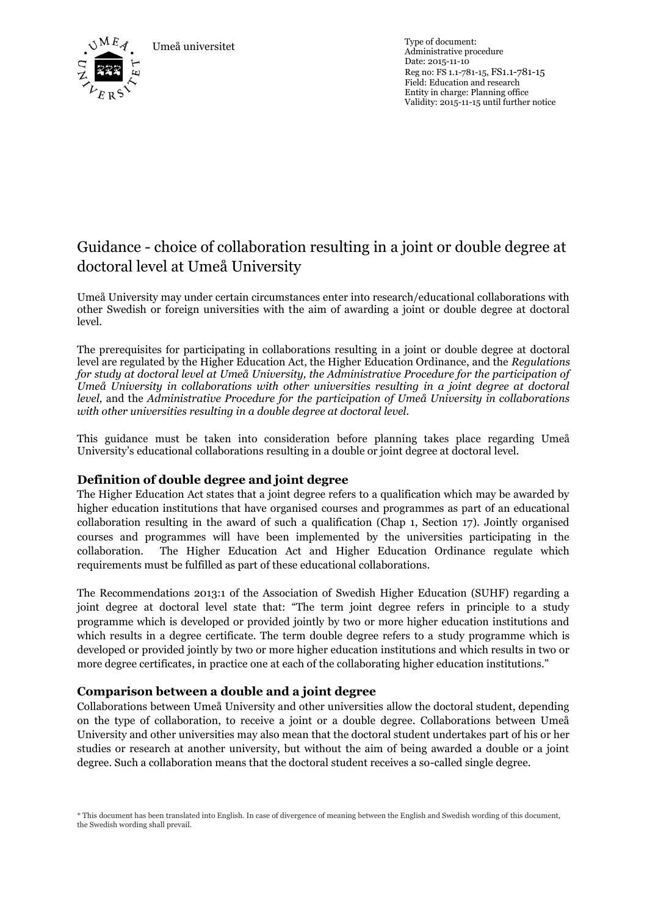Umeå universitet

Type of document: Administrative procedure
Date: 2015-11-10
Reg no: FS 1.1-781-15, FS1.1-781-15
Field: Education and research
Entity in charge: Planning office
Validity: 2015-11-15 until further notice

# Guidance - choice of collaboration resulting in a joint or double degree at doctoral level at Umeå University

Umeå University may under certain circumstances enter into research/educational collaborations with other Swedish or foreign universities with the aim of awarding a joint or double degree at doctoral level.

The prerequisites for participating in collaborations resulting in a joint or double degree at doctoral level are regulated by the Higher Education Act, the Higher Education Ordinance, and the *Regulations for study at doctoral level at Umeå University, the Administrative Procedure for the participation of Umeå University in collaborations with other universities resulting in a joint degree at doctoral level,* and the *Administrative Procedure for the participation of Umeå University in collaborations with other universities resulting in a double degree at doctoral level.*

This guidance must be taken into consideration before planning takes place regarding Umeå University's educational collaborations resulting in a double or joint degree at doctoral level.

### Definition of double degree and joint degree

The Higher Education Act states that a joint degree refers to a qualification which may be awarded by higher education institutions that have organised courses and programmes as part of an educational collaboration resulting in the award of such a qualification (Chap 1, Section 17). Jointly organised courses and programmes will have been implemented by the universities participating in the collaboration. The Higher Education Act and Higher Education Ordinance regulate which requirements must be fulfilled as part of these educational collaborations.

The Recommendations 2013:1 of the Association of Swedish Higher Education (SUHF) regarding a joint degree at doctoral level state that: "The term joint degree refers in principle to a study programme which is developed or provided jointly by two or more higher education institutions and which results in a degree certificate. The term double degree refers to a study programme which is developed or provided jointly by two or more higher education institutions and which results in two or more degree certificates, in practice one at each of the collaborating higher education institutions."

### Comparison between a double and a joint degree

Collaborations between Umeå University and other universities allow the doctoral student, depending on the type of collaboration, to receive a joint or a double degree. Collaborations between Umeå University and other universities may also mean that the doctoral student undertakes part of his or her studies or research at another university, but without the aim of being awarded a double or a joint degree. Such a collaboration means that the doctoral student receives a so-called single degree.

* This document has been translated into English. In case of divergence of meaning between the English and Swedish wording of this document, the Swedish wording shall prevail.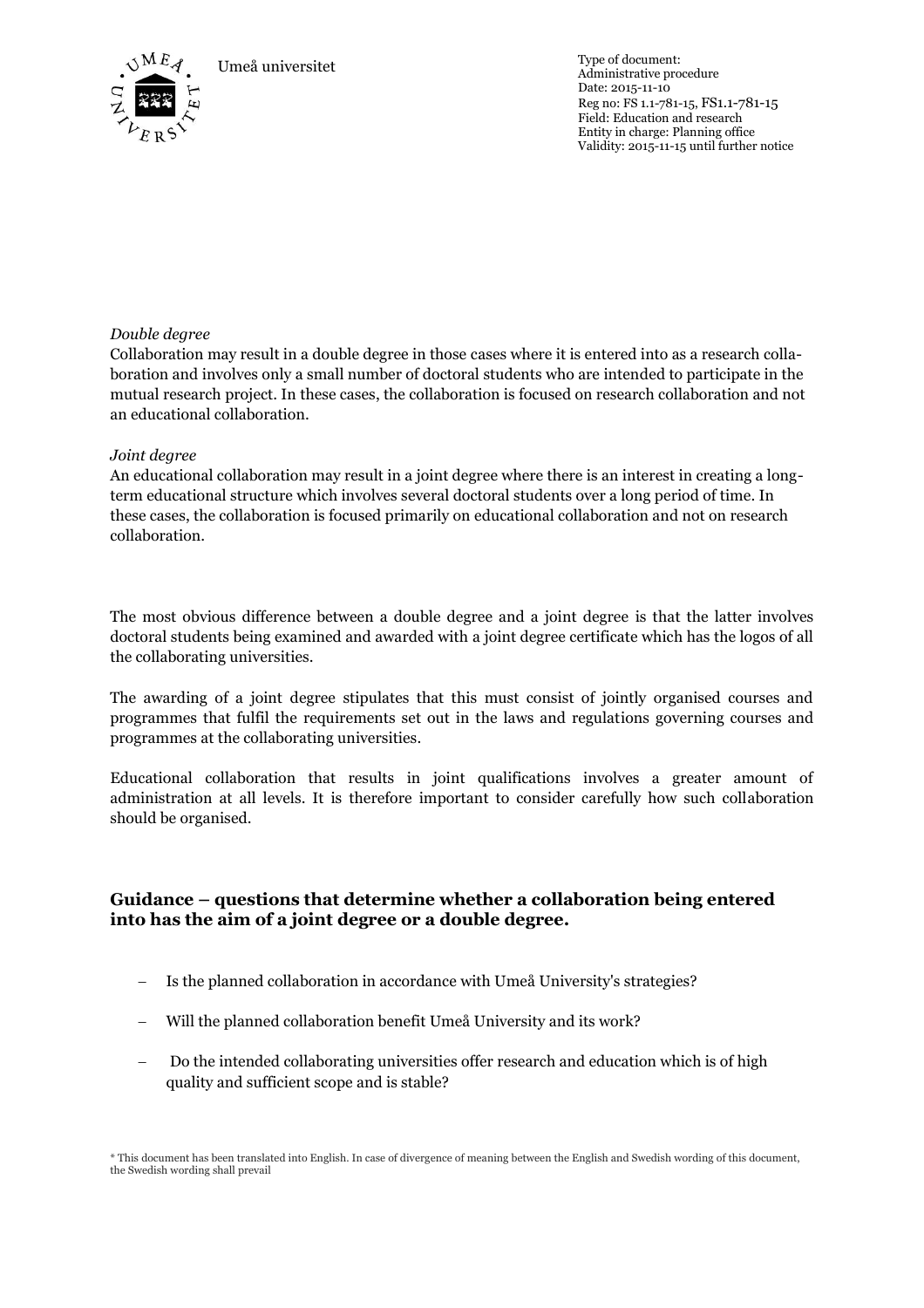*Double degree*

Collaboration may result in a double degree in those cases where it is entered into as a research collaboration and involves only a small number of doctoral students who are intended to participate in the mutual research project. In these cases, the collaboration is focused on research collaboration and not an educational collaboration.

*Joint degree*

An educational collaboration may result in a joint degree where there is an interest in creating a long-term educational structure which involves several doctoral students over a long period of time. In these cases, the collaboration is focused primarily on educational collaboration and not on research collaboration.

The most obvious difference between a double degree and a joint degree is that the latter involves doctoral students being examined and awarded with a joint degree certificate which has the logos of all the collaborating universities.

The awarding of a joint degree stipulates that this must consist of jointly organised courses and programmes that fulfil the requirements set out in the laws and regulations governing courses and programmes at the collaborating universities.

Educational collaboration that results in joint qualifications involves a greater amount of administration at all levels. It is therefore important to consider carefully how such collaboration should be organised.

## Guidance – questions that determine whether a collaboration being entered into has the aim of a joint degree or a double degree.

- Is the planned collaboration in accordance with Umeå University's strategies?
- Will the planned collaboration benefit Umeå University and its work?
- Do the intended collaborating universities offer research and education which is of high quality and sufficient scope and is stable?

\* This document has been translated into English. In case of divergence of meaning between the English and Swedish wording of this document, the Swedish wording shall prevail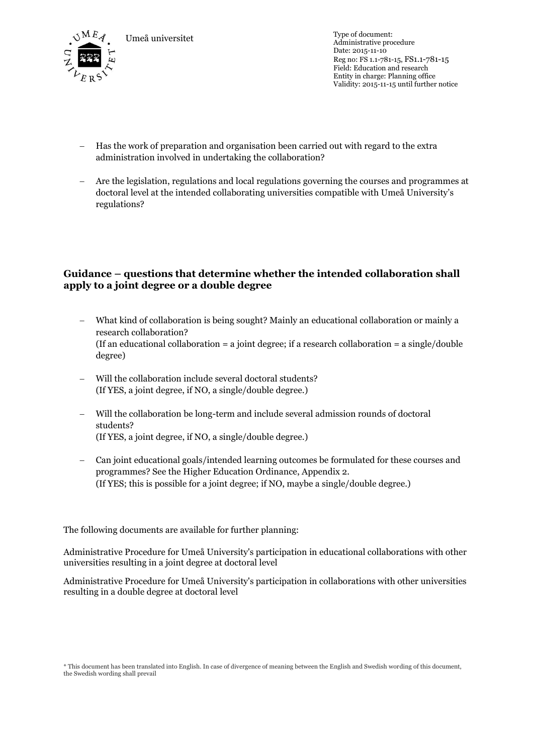- Has the work of preparation and organisation been carried out with regard to the extra administration involved in undertaking the collaboration?
- Are the legislation, regulations and local regulations governing the courses and programmes at doctoral level at the intended collaborating universities compatible with Umeå University's regulations?

## Guidance – questions that determine whether the intended collaboration shall apply to a joint degree or a double degree

- What kind of collaboration is being sought? Mainly an educational collaboration or mainly a research collaboration?
  (If an educational collaboration = a joint degree; if a research collaboration = a single/double degree)
- Will the collaboration include several doctoral students?
  (If YES, a joint degree, if NO, a single/double degree.)
- Will the collaboration be long-term and include several admission rounds of doctoral students?
  (If YES, a joint degree, if NO, a single/double degree.)
- Can joint educational goals/intended learning outcomes be formulated for these courses and programmes? See the Higher Education Ordinance, Appendix 2.
  (If YES; this is possible for a joint degree; if NO, maybe a single/double degree.)

The following documents are available for further planning:

Administrative Procedure for Umeå University's participation in educational collaborations with other universities resulting in a joint degree at doctoral level

Administrative Procedure for Umeå University's participation in collaborations with other universities resulting in a double degree at doctoral level

* This document has been translated into English. In case of divergence of meaning between the English and Swedish wording of this document, the Swedish wording shall prevail